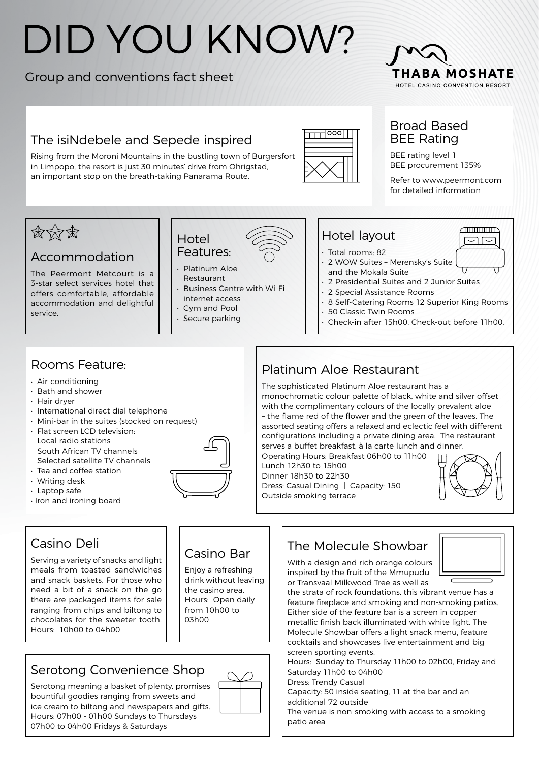# DID YOU KNOW?

Group and conventions fact sheet

THABA MOSHATE
HOTEL CASINO CONVENTION RESORT

## The isiNdebele and Sepede inspired

Rising from the Moroni Mountains in the bustling town of Burgersfort in Limpopo, the resort is just 30 minutes' drive from Ohrigstad, an important stop on the breath-taking Panarama Route.

## Broad Based BEE Rating

BEE rating level 1
BEE procurement 135%

Refer to www.peermont.com for detailed information

## Accommodation

The Peermont Metcourt is a 3-star select services hotel that offers comfortable, affordable accommodation and delightful service.

## Hotel Features:

- Platinum Aloe Restaurant
- Business Centre with Wi-Fi internet access
- Gym and Pool
- Secure parking

## Hotel layout

- Total rooms: 82
- 2 WOW Suites – Merensky's Suite and the Mokala Suite
- 2 Presidential Suites and 2 Junior Suites
- 2 Special Assistance Rooms
- 8 Self-Catering Rooms 12 Superior King Rooms
- 50 Classic Twin Rooms
- Check-in after 15h00. Check-out before 11h00.

## Rooms Feature:

- Air-conditioning
- Bath and shower
- Hair dryer
- International direct dial telephone
- Mini-bar in the suites (stocked on request)
- Flat screen LCD television:
  Local radio stations
  South African TV channels
  Selected satellite TV channels
- Tea and coffee station
- Writing desk
- Laptop safe
- Iron and ironing board

## Platinum Aloe Restaurant

The sophisticated Platinum Aloe restaurant has a monochromatic colour palette of black, white and silver offset with the complimentary colours of the locally prevalent aloe – the flame red of the flower and the green of the leaves. The assorted seating offers a relaxed and eclectic feel with different configurations including a private dining area. The restaurant serves a buffet breakfast, à la carte lunch and dinner.
Operating Hours: Breakfast 06h00 to 11h00
Lunch 12h30 to 15h00
Dinner 18h30 to 22h30
Dress: Casual Dining | Capacity: 150
Outside smoking terrace

## Casino Deli

Serving a variety of snacks and light meals from toasted sandwiches and snack baskets. For those who need a bit of a snack on the go there are packaged items for sale ranging from chips and biltong to chocolates for the sweeter tooth.
Hours: 10h00 to 04h00

## Casino Bar

Enjoy a refreshing drink without leaving the casino area.
Hours: Open daily from 10h00 to 03h00

## The Molecule Showbar

With a design and rich orange colours inspired by the fruit of the Mmupudu or Transvaal Milkwood Tree as well as the strata of rock foundations, this vibrant venue has a feature fireplace and smoking and non-smoking patios. Either side of the feature bar is a screen in copper metallic finish back illuminated with white light. The Molecule Showbar offers a light snack menu, feature cocktails and showcases live entertainment and big screen sporting events.
Hours: Sunday to Thursday 11h00 to 02h00, Friday and Saturday 11h00 to 04h00
Dress: Trendy Casual
Capacity: 50 inside seating, 11 at the bar and an additional 72 outside
The venue is non-smoking with access to a smoking patio area

## Serotong Convenience Shop

Serotong meaning a basket of plenty, promises bountiful goodies ranging from sweets and ice cream to biltong and newspapers and gifts.
Hours: 07h00 - 01h00 Sundays to Thursdays
07h00 to 04h00 Fridays & Saturdays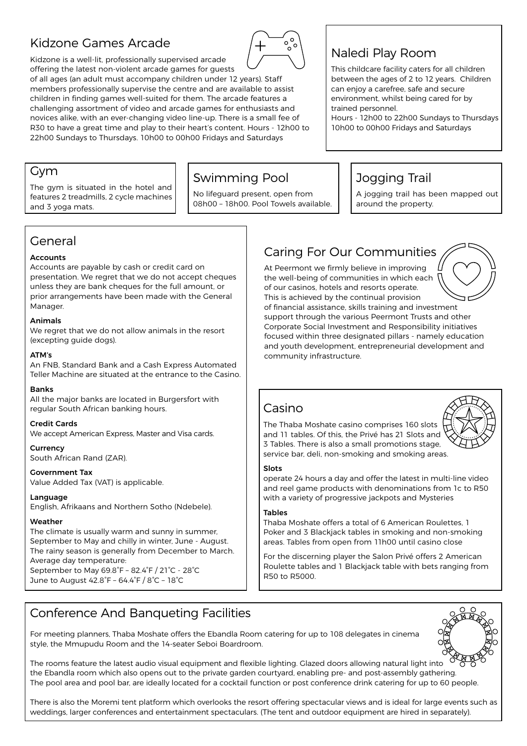## Kidzone Games Arcade

Kidzone is a well-lit, professionally supervised arcade offering the latest non-violent arcade games for guests of all ages (an adult must accompany children under 12 years). Staff members professionally supervise the centre and are available to assist children in finding games well-suited for them. The arcade features a challenging assortment of video and arcade games for enthusiasts and novices alike, with an ever-changing video line-up. There is a small fee of R30 to have a great time and play to their heart's content. Hours - 12h00 to 22h00 Sundays to Thursdays. 10h00 to 00h00 Fridays and Saturdays

## Naledi Play Room

This childcare facility caters for all children between the ages of 2 to 12 years. Children can enjoy a carefree, safe and secure environment, whilst being cared for by trained personnel.
Hours - 12h00 to 22h00 Sundays to Thursdays
10h00 to 00h00 Fridays and Saturdays

## Gym

The gym is situated in the hotel and features 2 treadmills, 2 cycle machines and 3 yoga mats.

## Swimming Pool

No lifeguard present, open from 08h00 – 18h00. Pool Towels available.

## Jogging Trail

A jogging trail has been mapped out around the property.

## General

**Accounts**
Accounts are payable by cash or credit card on presentation. We regret that we do not accept cheques unless they are bank cheques for the full amount, or prior arrangements have been made with the General Manager.

**Animals**
We regret that we do not allow animals in the resort (excepting guide dogs).

**ATM's**
An FNB, Standard Bank and a Cash Express Automated Teller Machine are situated at the entrance to the Casino.

**Banks**
All the major banks are located in Burgersfort with regular South African banking hours.

**Credit Cards**
We accept American Express, Master and Visa cards.

**Currency**
South African Rand (ZAR).

**Government Tax**
Value Added Tax (VAT) is applicable.

**Language**
English, Afrikaans and Northern Sotho (Ndebele).

**Weather**
The climate is usually warm and sunny in summer, September to May and chilly in winter, June - August. The rainy season is generally from December to March.
Average day temperature:
September to May 69.8˚F – 82.4˚F / 21˚C - 28˚C
June to August 42.8˚F – 64.4˚F / 8˚C – 18˚C

## Caring For Our Communities

At Peermont we firmly believe in improving the well-being of communities in which each of our casinos, hotels and resorts operate. This is achieved by the continual provision of financial assistance, skills training and investment support through the various Peermont Trusts and other Corporate Social Investment and Responsibility initiatives focused within three designated pillars - namely education and youth development, entrepreneurial development and community infrastructure.

## Casino

The Thaba Moshate casino comprises 160 slots and 11 tables. Of this, the Privé has 21 Slots and 3 Tables. There is also a small promotions stage, service bar, deli, non-smoking and smoking areas.

**Slots**
operate 24 hours a day and offer the latest in multi-line video and reel game products with denominations from 1c to R50 with a variety of progressive jackpots and Mysteries

**Tables**
Thaba Moshate offers a total of 6 American Roulettes, 1 Poker and 3 Blackjack tables in smoking and non-smoking areas. Tables from open from 11h00 until casino close

For the discerning player the Salon Privé offers 2 American Roulette tables and 1 Blackjack table with bets ranging from R50 to R5000.

## Conference And Banqueting Facilities

For meeting planners, Thaba Moshate offers the Ebandla Room catering for up to 108 delegates in cinema style, the Mmupudu Room and the 14-seater Seboi Boardroom.

The rooms feature the latest audio visual equipment and flexible lighting. Glazed doors allowing natural light into the Ebandla room which also opens out to the private garden courtyard, enabling pre- and post-assembly gathering. The pool area and pool bar, are ideally located for a cocktail function or post conference drink catering for up to 60 people.

There is also the Moremi tent platform which overlooks the resort offering spectacular views and is ideal for large events such as weddings, larger conferences and entertainment spectaculars. (The tent and outdoor equipment are hired in separately).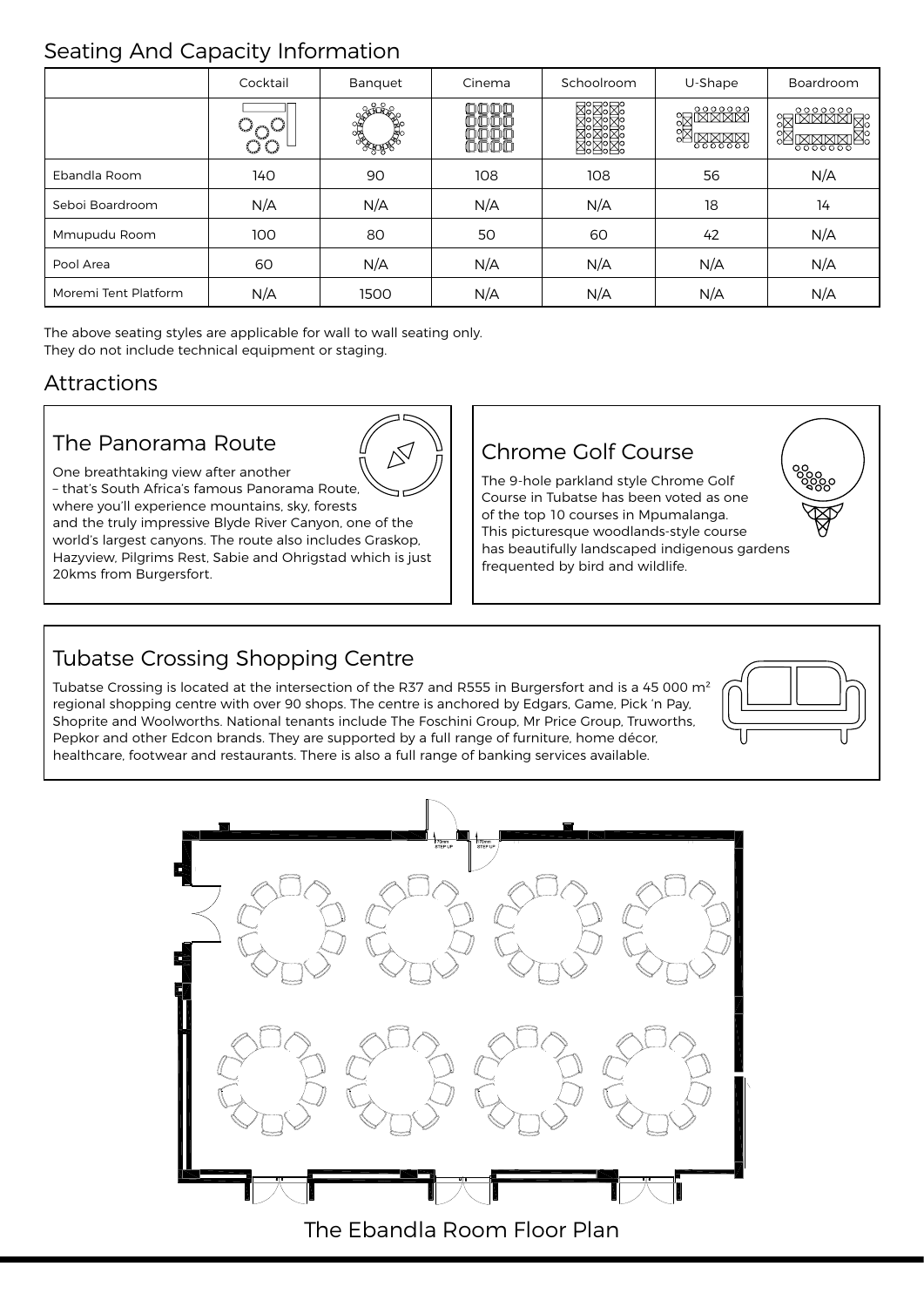## Seating And Capacity Information

| | Cocktail | Banquet | Cinema | Schoolroom | U-Shape | Boardroom |
|---|---|---|---|---|---|---|
| Ebandla Room | 140 | 90 | 108 | 108 | 56 | N/A |
| Seboi Boardroom | N/A | N/A | N/A | N/A | 18 | 14 |
| Mmupudu Room | 100 | 80 | 50 | 60 | 42 | N/A |
| Pool Area | 60 | N/A | N/A | N/A | N/A | N/A |
| Moremi Tent Platform | N/A | 1500 | N/A | N/A | N/A | N/A |

The above seating styles are applicable for wall to wall seating only.
They do not include technical equipment or staging.

## Attractions

### The Panorama Route

One breathtaking view after another – that's South Africa's famous Panorama Route, where you'll experience mountains, sky, forests and the truly impressive Blyde River Canyon, one of the world's largest canyons. The route also includes Graskop, Hazyview, Pilgrims Rest, Sabie and Ohrigstad which is just 20kms from Burgersfort.

### Chrome Golf Course

The 9-hole parkland style Chrome Golf Course in Tubatse has been voted as one of the top 10 courses in Mpumalanga. This picturesque woodlands-style course has beautifully landscaped indigenous gardens frequented by bird and wildlife.

### Tubatse Crossing Shopping Centre

Tubatse Crossing is located at the intersection of the R37 and R555 in Burgersfort and is a 45 000 m² regional shopping centre with over 90 shops. The centre is anchored by Edgars, Game, Pick 'n Pay, Shoprite and Woolworths. National tenants include The Foschini Group, Mr Price Group, Truworths, Pepkor and other Edcon brands. They are supported by a full range of furniture, home décor, healthcare, footwear and restaurants. There is also a full range of banking services available.

The Ebandla Room Floor Plan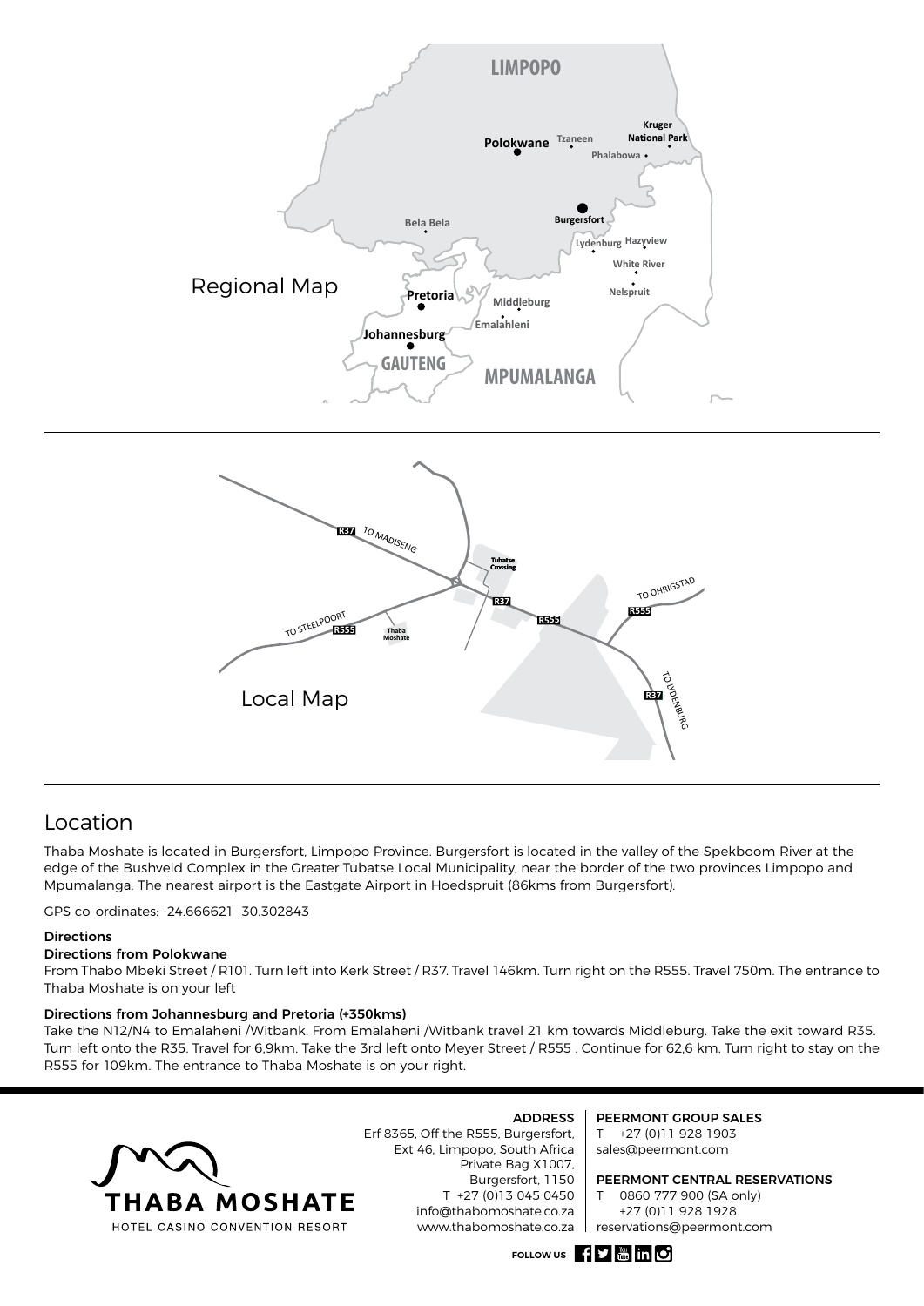Regional Map

LIMPOPO

Polokwane
Tzaneen
Kruger National Park
Phalabowa
Burgersfort
Bela Bela
Lydenburg
Hazyview
White River
Nelspruit
Pretoria
Middleburg
Emalahleni
Johannesburg
GAUTENG
MPUMALANGA

Local Map

R37 TO MADISENG
Tubatse Crossing
R37
R555
TO OHRIGSTAD
R555
TO STEELPOORT
R555
Thaba Moshate
R37 TO LYDENBURG

## Location

Thaba Moshate is located in Burgersfort, Limpopo Province. Burgersfort is located in the valley of the Spekboom River at the edge of the Bushveld Complex in the Greater Tubatse Local Municipality, near the border of the two provinces Limpopo and Mpumalanga. The nearest airport is the Eastgate Airport in Hoedspruit (86kms from Burgersfort).

GPS co-ordinates: -24.666621 30.302843

### Directions

#### Directions from Polokwane

From Thabo Mbeki Street / R101. Turn left into Kerk Street / R37. Travel 146km. Turn right on the R555. Travel 750m. The entrance to Thaba Moshate is on your left

#### Directions from Johannesburg and Pretoria (+350kms)

Take the N12/N4 to Emalaheni /Witbank. From Emalaheni /Witbank travel 21 km towards Middleburg. Take the exit toward R35. Turn left onto the R35. Travel for 6,9km. Take the 3rd left onto Meyer Street / R555 . Continue for 62,6 km. Turn right to stay on the R555 for 109km. The entrance to Thaba Moshate is on your right.

THABA MOSHATE
HOTEL CASINO CONVENTION RESORT

**ADDRESS**
Erf 8365, Off the R555, Burgersfort,
Ext 46, Limpopo, South Africa
Private Bag X1007,
Burgersfort, 1150
T +27 (0)13 045 0450
info@thabomoshate.co.za
www.thabomoshate.co.za

**PEERMONT GROUP SALES**
T +27 (0)11 928 1903
sales@peermont.com

**PEERMONT CENTRAL RESERVATIONS**
T 0860 777 900 (SA only)
+27 (0)11 928 1928
reservations@peermont.com

FOLLOW US